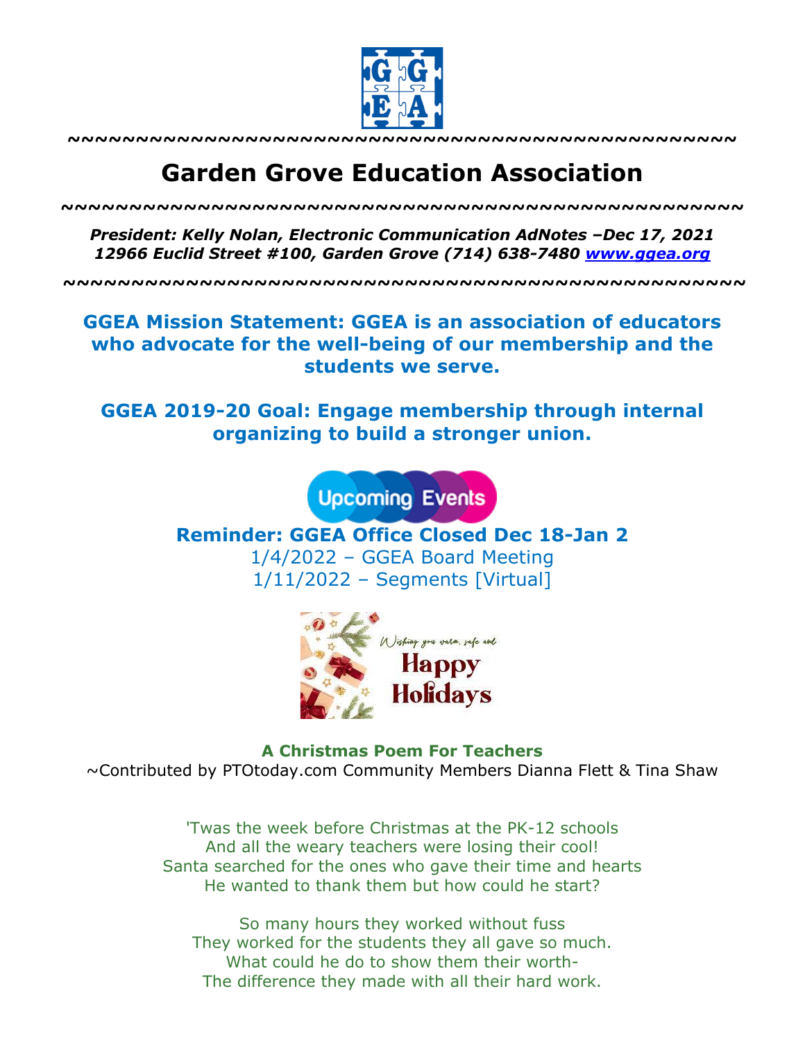~~~~~~~~~~~~~~~~~~~~~~~~~~~~~~~~~~~~~~~~~~~~~~~

# Garden Grove Education Association

~~~~~~~~~~~~~~~~~~~~~~~~~~~~~~~~~~~~~~~~~~~~~~~

***President: Kelly Nolan, Electronic Communication AdNotes –Dec 17, 2021***
***12966 Euclid Street #100, Garden Grove (714) 638-7480 [www.ggea.org](http://www.ggea.org)***

~~~~~~~~~~~~~~~~~~~~~~~~~~~~~~~~~~~~~~~~~~~~~~~

**GGEA Mission Statement: GGEA is an association of educators who advocate for the well-being of our membership and the students we serve.**

**GGEA 2019-20 Goal: Engage membership through internal organizing to build a stronger union.**

Upcoming Events

**Reminder: GGEA Office Closed Dec 18-Jan 2**

1/4/2022 – GGEA Board Meeting

1/11/2022 – Segments [Virtual]

Wishing you warm, safe and Happy Holidays

**A Christmas Poem For Teachers**

~Contributed by PTOtoday.com Community Members Dianna Flett & Tina Shaw

'Twas the week before Christmas at the PK-12 schools
And all the weary teachers were losing their cool!
Santa searched for the ones who gave their time and hearts
He wanted to thank them but how could he start?

So many hours they worked without fuss
They worked for the students they all gave so much.
What could he do to show them their worth-
The difference they made with all their hard work.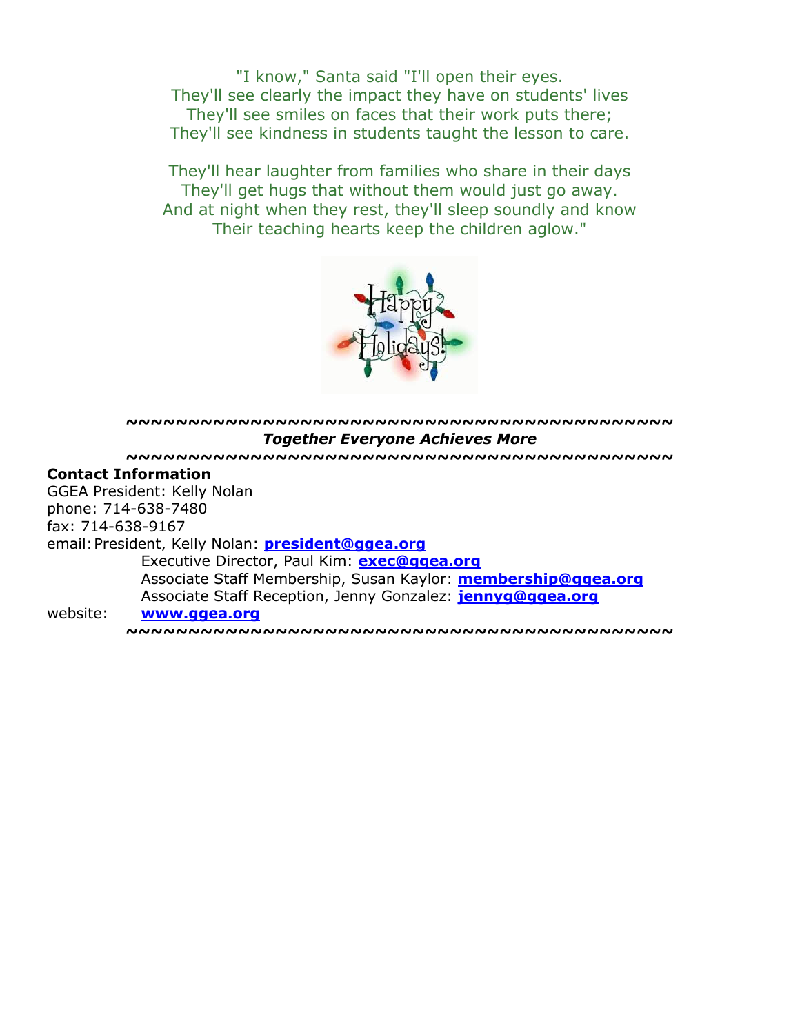"I know," Santa said "I'll open their eyes.
They'll see clearly the impact they have on students' lives
They'll see smiles on faces that their work puts there;
They'll see kindness in students taught the lesson to care.

They'll hear laughter from families who share in their days
They'll get hugs that without them would just go away.
And at night when they rest, they'll sleep soundly and know
Their teaching hearts keep the children aglow."

~~~~~~~~~~~~~~~~~~~~~~~~~~~~~~~~~~~~~~~~~~~~

***Together Everyone Achieves More***

~~~~~~~~~~~~~~~~~~~~~~~~~~~~~~~~~~~~~~~~~~~~

**Contact Information**

GGEA President: Kelly Nolan
phone: 714-638-7480
fax: 714-638-9167
email: President, Kelly Nolan: **president@ggea.org**
Executive Director, Paul Kim: **exec@ggea.org**
Associate Staff Membership, Susan Kaylor: **membership@ggea.org**
Associate Staff Reception, Jenny Gonzalez: **jennyg@ggea.org**
website: **www.ggea.org**

~~~~~~~~~~~~~~~~~~~~~~~~~~~~~~~~~~~~~~~~~~~~